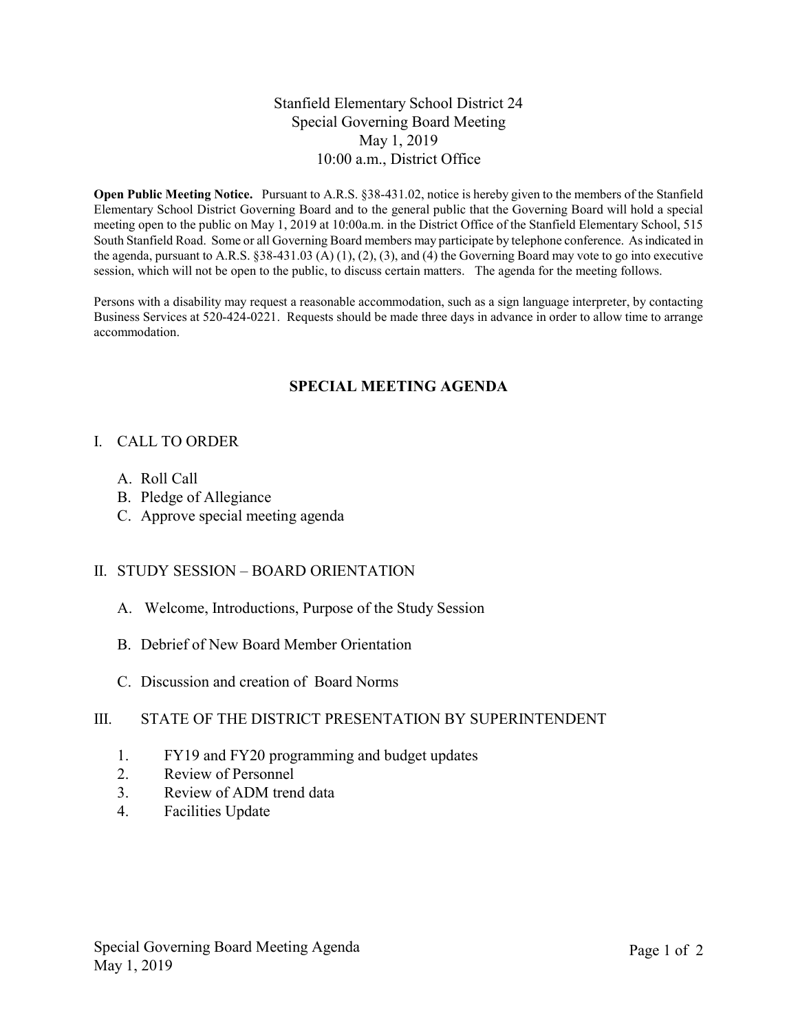# Stanfield Elementary School District 24
## Special Governing Board Meeting
### May 1, 2019
### 10:00 a.m., District Office

**Open Public Meeting Notice.** Pursuant to A.R.S. §38-431.02, notice is hereby given to the members of the Stanfield Elementary School District Governing Board and to the general public that the Governing Board will hold a special meeting open to the public on May 1, 2019 at 10:00a.m. in the District Office of the Stanfield Elementary School, 515 South Stanfield Road. Some or all Governing Board members may participate by telephone conference. As indicated in the agenda, pursuant to A.R.S. §38-431.03 (A) (1), (2), (3), and (4) the Governing Board may vote to go into executive session, which will not be open to the public, to discuss certain matters. The agenda for the meeting follows.

Persons with a disability may request a reasonable accommodation, such as a sign language interpreter, by contacting Business Services at 520-424-0221. Requests should be made three days in advance in order to allow time to arrange accommodation.

## SPECIAL MEETING AGENDA

I. CALL TO ORDER

- A. Roll Call
- B. Pledge of Allegiance
- C. Approve special meeting agenda

II. STUDY SESSION – BOARD ORIENTATION

- A. Welcome, Introductions, Purpose of the Study Session
- B. Debrief of New Board Member Orientation
- C. Discussion and creation of Board Norms

III. STATE OF THE DISTRICT PRESENTATION BY SUPERINTENDENT

1. FY19 and FY20 programming and budget updates
2. Review of Personnel
3. Review of ADM trend data
4. Facilities Update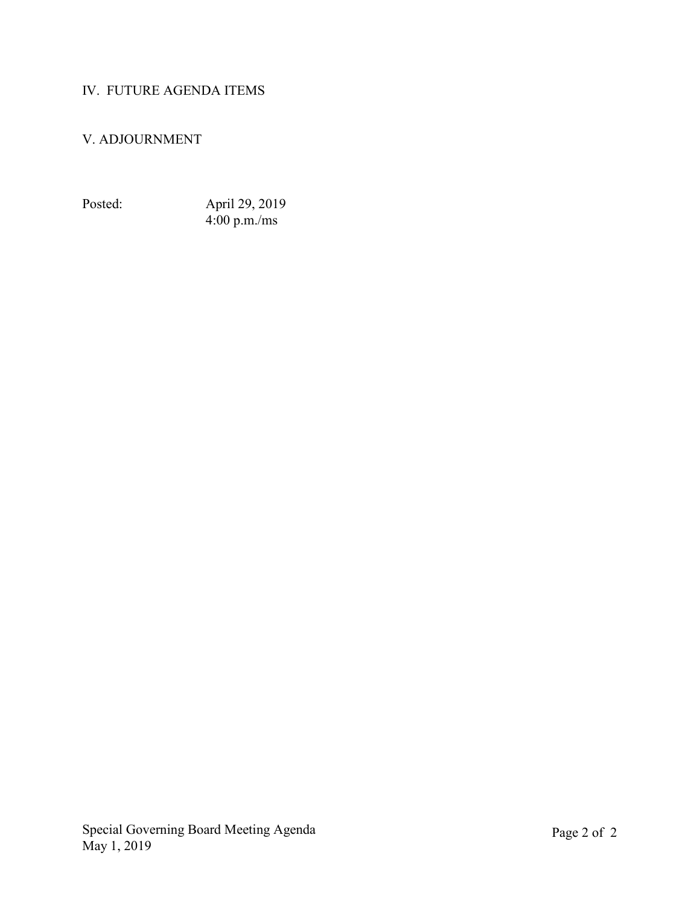IV. FUTURE AGENDA ITEMS

V. ADJOURNMENT

Posted: April 29, 2019
4:00 p.m./ms